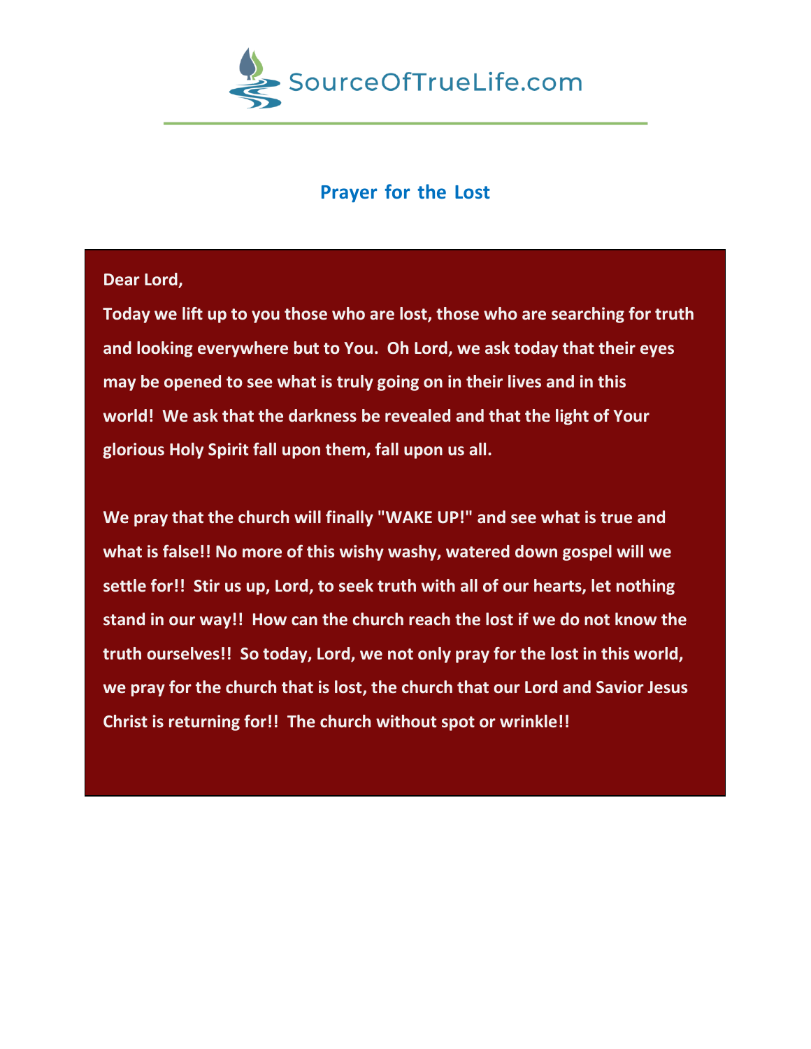SourceOfTrueLife.com

## Prayer for the Lost

**Dear Lord,**

**Today we lift up to you those who are lost, those who are searching for truth and looking everywhere but to You. Oh Lord, we ask today that their eyes may be opened to see what is truly going on in their lives and in this world! We ask that the darkness be revealed and that the light of Your glorious Holy Spirit fall upon them, fall upon us all.**

**We pray that the church will finally "WAKE UP!" and see what is true and what is false!! No more of this wishy washy, watered down gospel will we settle for!! Stir us up, Lord, to seek truth with all of our hearts, let nothing stand in our way!! How can the church reach the lost if we do not know the truth ourselves!! So today, Lord, we not only pray for the lost in this world, we pray for the church that is lost, the church that our Lord and Savior Jesus Christ is returning for!! The church without spot or wrinkle!!**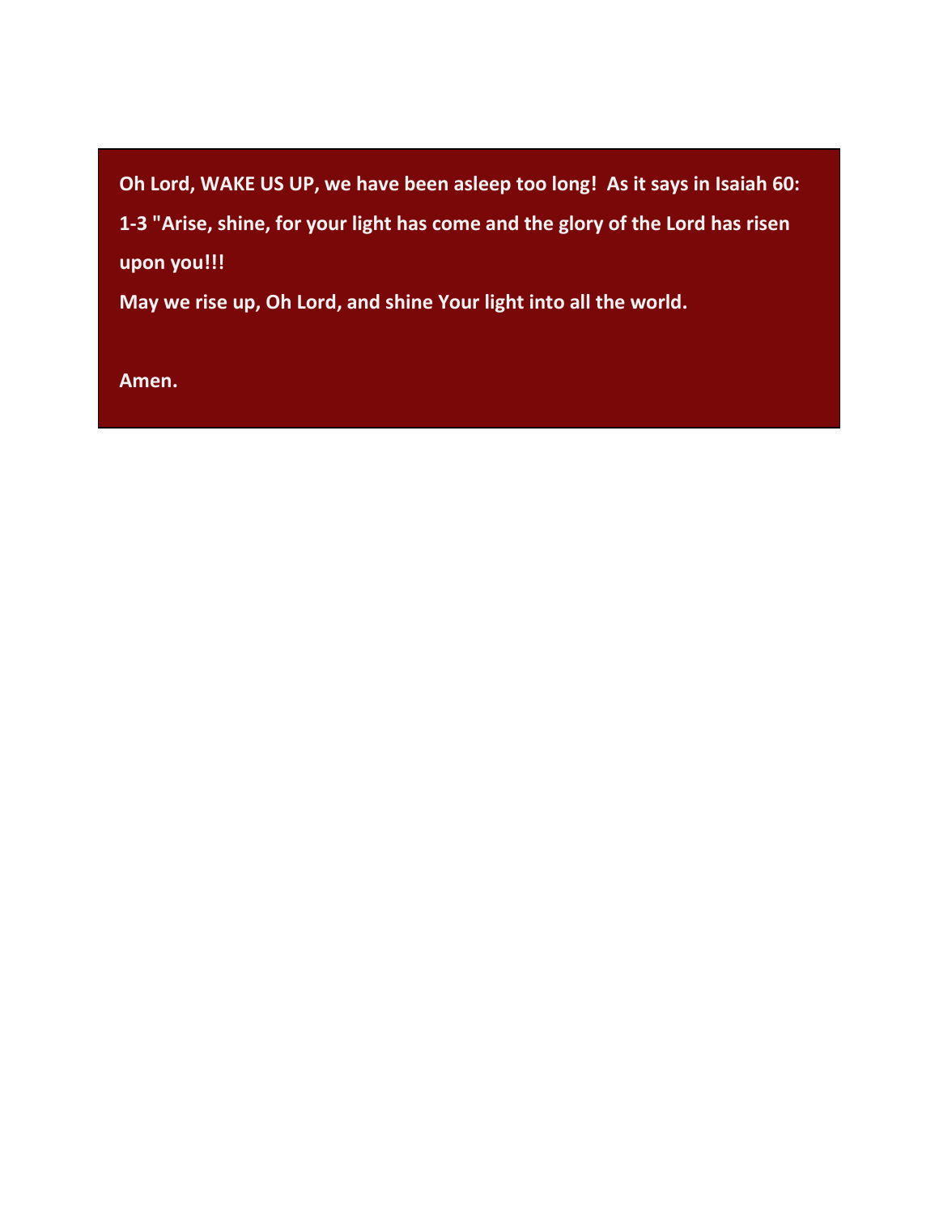**Oh Lord, WAKE US UP, we have been asleep too long! As it says in Isaiah 60: 1-3 "Arise, shine, for your light has come and the glory of the Lord has risen upon you!!!**

**May we rise up, Oh Lord, and shine Your light into all the world.**

**Amen.**